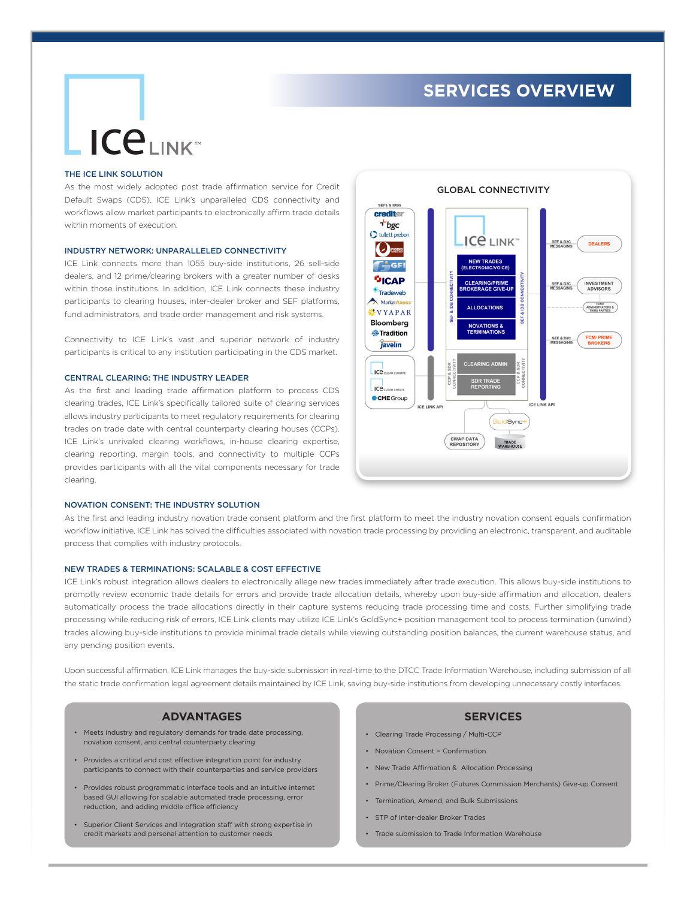# ICE LINK™

## SERVICES OVERVIEW

### THE ICE LINK SOLUTION

As the most widely adopted post trade affirmation service for Credit Default Swaps (CDS), ICE Link's unparalleled CDS connectivity and workflows allow market participants to electronically affirm trade details within moments of execution.

### INDUSTRY NETWORK: UNPARALLELED CONNECTIVITY

ICE Link connects more than 1055 buy-side institutions, 26 sell-side dealers, and 12 prime/clearing brokers with a greater number of desks within those institutions. In addition, ICE Link connects these industry participants to clearing houses, inter-dealer broker and SEF platforms, fund administrators, and trade order management and risk systems.

Connectivity to ICE Link's vast and superior network of industry participants is critical to any institution participating in the CDS market.

### CENTRAL CLEARING: THE INDUSTRY LEADER

As the first and leading trade affirmation platform to process CDS clearing trades, ICE Link's specifically tailored suite of clearing services allows industry participants to meet regulatory requirements for clearing trades on trade date with central counterparty clearing houses (CCPs). ICE Link's unrivaled clearing workflows, in-house clearing expertise, clearing reporting, margin tools, and connectivity to multiple CCPs provides participants with all the vital components necessary for trade clearing.

### GLOBAL CONNECTIVITY

SEFs & IDBs: creditex, bgc, tullett prebon, Phoenix, GFI, ICAP, Tradeweb, MarketAxess, VYAPAR, Bloomberg, Tradition, javelin

ICE Clear Europe, ICE Clear Credit, CME Group

ICE LINK: NEW TRADES (ELECTRONIC/VOICE); CLEARING/PRIME BROKERAGE GIVE-UP; ALLOCATIONS; NOVATIONS & TERMINATIONS; CLEARING ADMIN; SDR TRADE REPORTING

SEF & IDB CONNECTIVITY; CCP & SDR CONNECTIVITY; ICE LINK API

SEF & D2C MESSAGING: DEALERS; INVESTMENT ADVISORS; FUND ADMINISTRATORS & THIRD PARTIES; FCM/ PRIME BROKERS

GoldSync+; SWAP DATA REPOSITORY; TRADE WAREHOUSE

### NOVATION CONSENT: THE INDUSTRY SOLUTION

As the first and leading industry novation trade consent platform and the first platform to meet the industry novation consent equals confirmation workflow initiative, ICE Link has solved the difficulties associated with novation trade processing by providing an electronic, transparent, and auditable process that complies with industry protocols.

### NEW TRADES & TERMINATIONS: SCALABLE & COST EFFECTIVE

ICE Link's robust integration allows dealers to electronically allege new trades immediately after trade execution. This allows buy-side institutions to promptly review economic trade details for errors and provide trade allocation details, whereby upon buy-side affirmation and allocation, dealers automatically process the trade allocations directly in their capture systems reducing trade processing time and costs. Further simplifying trade processing while reducing risk of errors, ICE Link clients may utilize ICE Link's GoldSync+ position management tool to process termination (unwind) trades allowing buy-side institutions to provide minimal trade details while viewing outstanding position balances, the current warehouse status, and any pending position events.

Upon successful affirmation, ICE Link manages the buy-side submission in real-time to the DTCC Trade Information Warehouse, including submission of all the static trade confirmation legal agreement details maintained by ICE Link, saving buy-side institutions from developing unnecessary costly interfaces.

### ADVANTAGES

- Meets industry and regulatory demands for trade date processing, novation consent, and central counterparty clearing
- Provides a critical and cost effective integration point for industry participants to connect with their counterparties and service providers
- Provides robust programmatic interface tools and an intuitive internet based GUI allowing for scalable automated trade processing, error reduction, and adding middle office efficiency
- Superior Client Services and Integration staff with strong expertise in credit markets and personal attention to customer needs

### SERVICES

- Clearing Trade Processing / Multi-CCP
- Novation Consent = Confirmation
- New Trade Affirmation & Allocation Processing
- Prime/Clearing Broker (Futures Commission Merchants) Give-up Consent
- Termination, Amend, and Bulk Submissions
- STP of Inter-dealer Broker Trades
- Trade submission to Trade Information Warehouse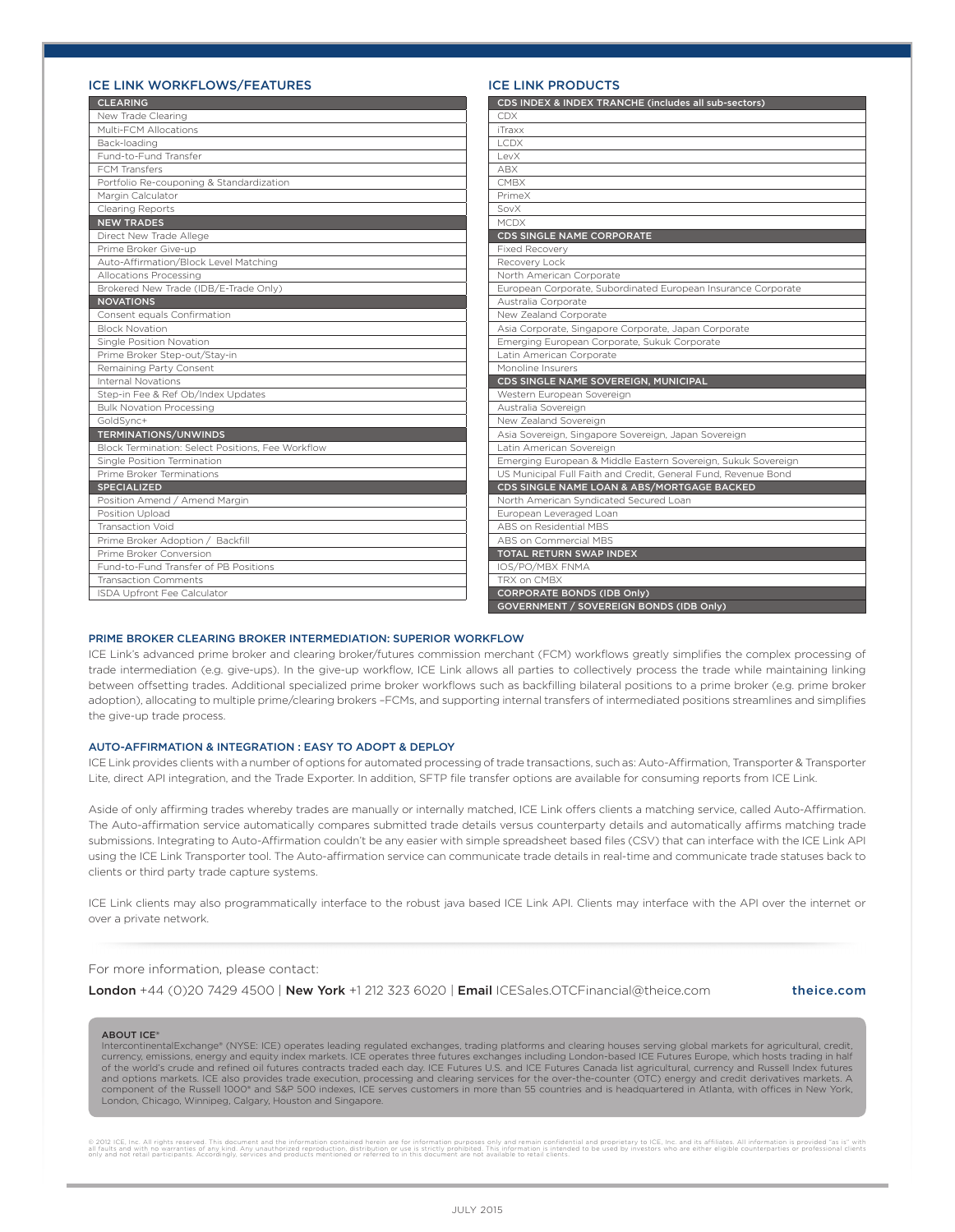## ICE LINK WORKFLOWS/FEATURES

| CLEARING |
|---|
| New Trade Clearing |
| Multi-FCM Allocations |
| Back-loading |
| Fund-to-Fund Transfer |
| FCM Transfers |
| Portfolio Re-couponing & Standardization |
| Margin Calculator |
| Clearing Reports |
| **NEW TRADES** |
| Direct New Trade Allege |
| Prime Broker Give-up |
| Auto-Affirmation/Block Level Matching |
| Allocations Processing |
| Brokered New Trade (IDB/E-Trade Only) |
| **NOVATIONS** |
| Consent equals Confirmation |
| Block Novation |
| Single Position Novation |
| Prime Broker Step-out/Stay-in |
| Remaining Party Consent |
| Internal Novations |
| Step-in Fee & Ref Ob/Index Updates |
| Bulk Novation Processing |
| GoldSync+ |
| **TERMINATIONS/UNWINDS** |
| Block Termination: Select Positions, Fee Workflow |
| Single Position Termination |
| Prime Broker Terminations |
| **SPECIALIZED** |
| Position Amend / Amend Margin |
| Position Upload |
| Transaction Void |
| Prime Broker Adoption / Backfill |
| Prime Broker Conversion |
| Fund-to-Fund Transfer of PB Positions |
| Transaction Comments |
| ISDA Upfront Fee Calculator |

## ICE LINK PRODUCTS

| CDS INDEX & INDEX TRANCHE (includes all sub-sectors) |
|---|
| CDX |
| iTraxx |
| LCDX |
| LevX |
| ABX |
| CMBX |
| PrimeX |
| SovX |
| MCDX |
| **CDS SINGLE NAME CORPORATE** |
| Fixed Recovery |
| Recovery Lock |
| North American Corporate |
| European Corporate, Subordinated European Insurance Corporate |
| Australia Corporate |
| New Zealand Corporate |
| Asia Corporate, Singapore Corporate, Japan Corporate |
| Emerging European Corporate, Sukuk Corporate |
| Latin American Corporate |
| Monoline Insurers |
| **CDS SINGLE NAME SOVEREIGN, MUNICIPAL** |
| Western European Sovereign |
| Australia Sovereign |
| New Zealand Sovereign |
| Asia Sovereign, Singapore Sovereign, Japan Sovereign |
| Latin American Sovereign |
| Emerging European & Middle Eastern Sovereign, Sukuk Sovereign |
| US Municipal Full Faith and Credit, General Fund, Revenue Bond |
| **CDS SINGLE NAME LOAN & ABS/MORTGAGE BACKED** |
| North American Syndicated Secured Loan |
| European Leveraged Loan |
| ABS on Residential MBS |
| ABS on Commercial MBS |
| **TOTAL RETURN SWAP INDEX** |
| IOS/PO/MBX FNMA |
| TRX on CMBX |
| **CORPORATE BONDS (IDB Only)** |
| **GOVERNMENT / SOVEREIGN BONDS (IDB Only)** |

### PRIME BROKER CLEARING BROKER INTERMEDIATION: SUPERIOR WORKFLOW

ICE Link's advanced prime broker and clearing broker/futures commission merchant (FCM) workflows greatly simplifies the complex processing of trade intermediation (e.g. give-ups). In the give-up workflow, ICE Link allows all parties to collectively process the trade while maintaining linking between offsetting trades. Additional specialized prime broker workflows such as backfilling bilateral positions to a prime broker (e.g. prime broker adoption), allocating to multiple prime/clearing brokers –FCMs, and supporting internal transfers of intermediated positions streamlines and simplifies the give-up trade process.

### AUTO-AFFIRMATION & INTEGRATION : EASY TO ADOPT & DEPLOY

ICE Link provides clients with a number of options for automated processing of trade transactions, such as: Auto-Affirmation, Transporter & Transporter Lite, direct API integration, and the Trade Exporter. In addition, SFTP file transfer options are available for consuming reports from ICE Link.

Aside of only affirming trades whereby trades are manually or internally matched, ICE Link offers clients a matching service, called Auto-Affirmation. The Auto-affirmation service automatically compares submitted trade details versus counterparty details and automatically affirms matching trade submissions. Integrating to Auto-Affirmation couldn't be any easier with simple spreadsheet based files (CSV) that can interface with the ICE Link API using the ICE Link Transporter tool. The Auto-affirmation service can communicate trade details in real-time and communicate trade statuses back to clients or third party trade capture systems.

ICE Link clients may also programmatically interface to the robust java based ICE Link API. Clients may interface with the API over the internet or over a private network.

For more information, please contact:

**London** +44 (0)20 7429 4500 | **New York** +1 212 323 6020 | **Email** ICESales.OTCFinancial@theice.com

**theice.com**

**ABOUT ICE®**
IntercontinentalExchange® (NYSE: ICE) operates leading regulated exchanges, trading platforms and clearing houses serving global markets for agricultural, credit, currency, emissions, energy and equity index markets. ICE operates three futures exchanges including London-based ICE Futures Europe, which hosts trading in half of the world's crude and refined oil futures contracts traded each day. ICE Futures U.S. and ICE Futures Canada list agricultural, currency and Russell Index futures and options markets. ICE also provides trade execution, processing and clearing services for the over-the-counter (OTC) energy and credit derivatives markets. A component of the Russell 1000® and S&P 500 indexes, ICE serves customers in more than 55 countries and is headquartered in Atlanta, with offices in New York, London, Chicago, Winnipeg, Calgary, Houston and Singapore.

© 2012 ICE, Inc. All rights reserved. This document and the information contained herein are for information purposes only and remain confidential and proprietary to ICE, Inc. and its affiliates. All information is provided "as is" with all faults and with no warranties of any kind. Any unauthorized reproduction, distribution or use is strictly prohibited. This information is intended to be used by investors who are either eligible counterparties or professional clients only and not retail participants. Accordingly, services and products mentioned or referred to in this document are not available to retail clients.

JULY 2015